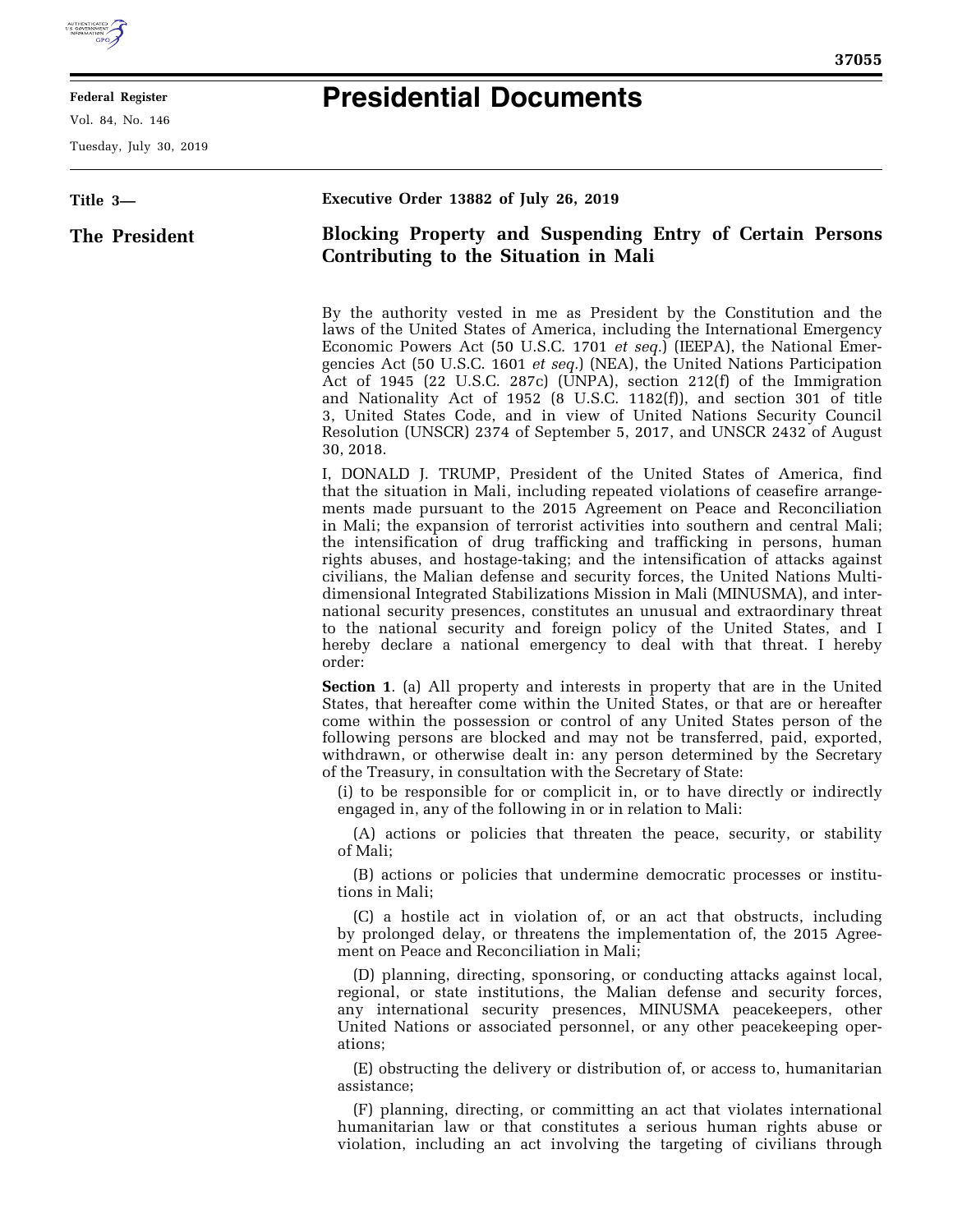# Presidential Documents

**Title 3—**

**The President**

## Executive Order 13882 of July 26, 2019

## Blocking Property and Suspending Entry of Certain Persons Contributing to the Situation in Mali

By the authority vested in me as President by the Constitution and the laws of the United States of America, including the International Emergency Economic Powers Act (50 U.S.C. 1701 *et seq.*) (IEEPA), the National Emergencies Act (50 U.S.C. 1601 *et seq.*) (NEA), the United Nations Participation Act of 1945 (22 U.S.C. 287c) (UNPA), section 212(f) of the Immigration and Nationality Act of 1952 (8 U.S.C. 1182(f)), and section 301 of title 3, United States Code, and in view of United Nations Security Council Resolution (UNSCR) 2374 of September 5, 2017, and UNSCR 2432 of August 30, 2018.

I, DONALD J. TRUMP, President of the United States of America, find that the situation in Mali, including repeated violations of ceasefire arrangements made pursuant to the 2015 Agreement on Peace and Reconciliation in Mali; the expansion of terrorist activities into southern and central Mali; the intensification of drug trafficking and trafficking in persons, human rights abuses, and hostage-taking; and the intensification of attacks against civilians, the Malian defense and security forces, the United Nations Multidimensional Integrated Stabilizations Mission in Mali (MINUSMA), and international security presences, constitutes an unusual and extraordinary threat to the national security and foreign policy of the United States, and I hereby declare a national emergency to deal with that threat. I hereby order:

**Section 1**. (a) All property and interests in property that are in the United States, that hereafter come within the United States, or that are or hereafter come within the possession or control of any United States person of the following persons are blocked and may not be transferred, paid, exported, withdrawn, or otherwise dealt in: any person determined by the Secretary of the Treasury, in consultation with the Secretary of State:

(i) to be responsible for or complicit in, or to have directly or indirectly engaged in, any of the following in or in relation to Mali:

(A) actions or policies that threaten the peace, security, or stability of Mali;

(B) actions or policies that undermine democratic processes or institutions in Mali;

(C) a hostile act in violation of, or an act that obstructs, including by prolonged delay, or threatens the implementation of, the 2015 Agreement on Peace and Reconciliation in Mali;

(D) planning, directing, sponsoring, or conducting attacks against local, regional, or state institutions, the Malian defense and security forces, any international security presences, MINUSMA peacekeepers, other United Nations or associated personnel, or any other peacekeeping operations;

(E) obstructing the delivery or distribution of, or access to, humanitarian assistance;

(F) planning, directing, or committing an act that violates international humanitarian law or that constitutes a serious human rights abuse or violation, including an act involving the targeting of civilians through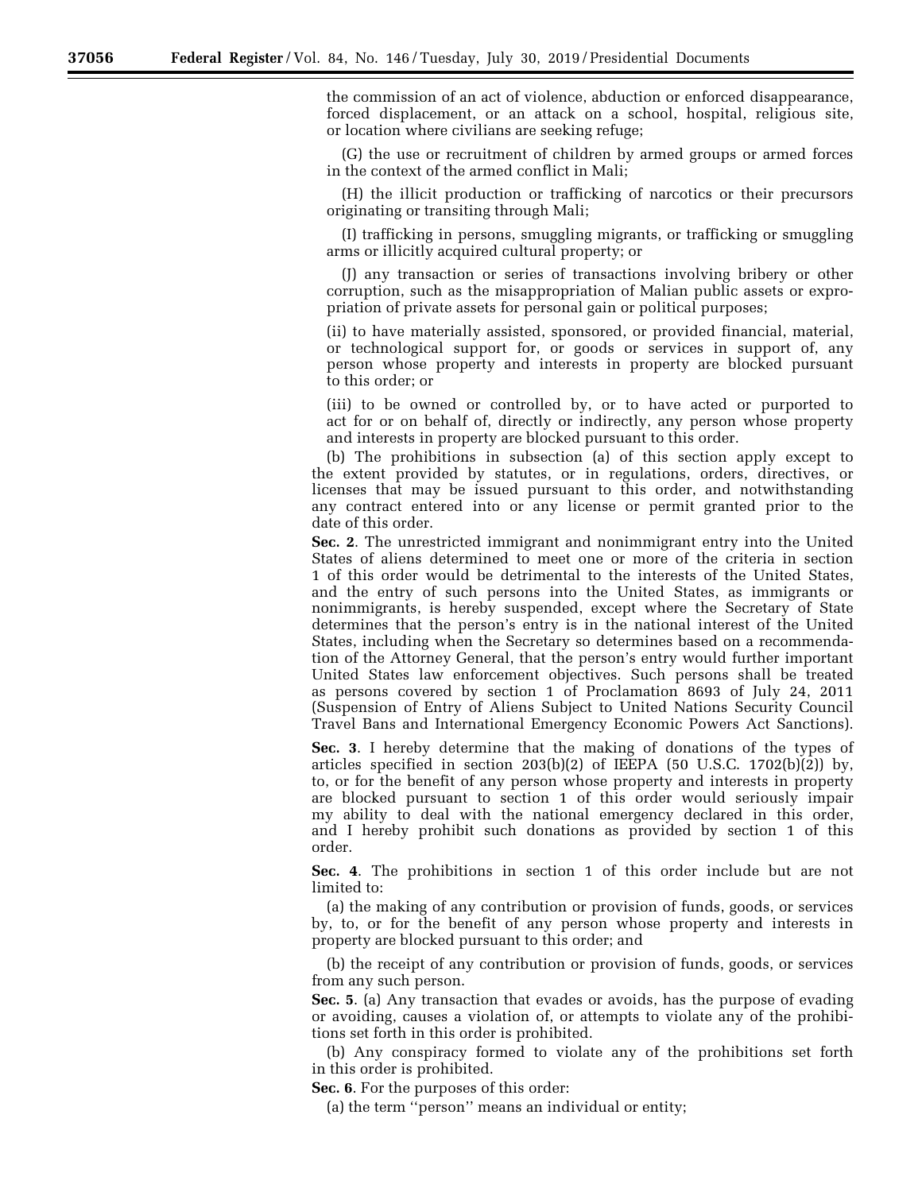the commission of an act of violence, abduction or enforced disappearance, forced displacement, or an attack on a school, hospital, religious site, or location where civilians are seeking refuge;

(G) the use or recruitment of children by armed groups or armed forces in the context of the armed conflict in Mali;

(H) the illicit production or trafficking of narcotics or their precursors originating or transiting through Mali;

(I) trafficking in persons, smuggling migrants, or trafficking or smuggling arms or illicitly acquired cultural property; or

(J) any transaction or series of transactions involving bribery or other corruption, such as the misappropriation of Malian public assets or expropriation of private assets for personal gain or political purposes;

(ii) to have materially assisted, sponsored, or provided financial, material, or technological support for, or goods or services in support of, any person whose property and interests in property are blocked pursuant to this order; or

(iii) to be owned or controlled by, or to have acted or purported to act for or on behalf of, directly or indirectly, any person whose property and interests in property are blocked pursuant to this order.

(b) The prohibitions in subsection (a) of this section apply except to the extent provided by statutes, or in regulations, orders, directives, or licenses that may be issued pursuant to this order, and notwithstanding any contract entered into or any license or permit granted prior to the date of this order.

**Sec. 2**. The unrestricted immigrant and nonimmigrant entry into the United States of aliens determined to meet one or more of the criteria in section 1 of this order would be detrimental to the interests of the United States, and the entry of such persons into the United States, as immigrants or nonimmigrants, is hereby suspended, except where the Secretary of State determines that the person's entry is in the national interest of the United States, including when the Secretary so determines based on a recommendation of the Attorney General, that the person's entry would further important United States law enforcement objectives. Such persons shall be treated as persons covered by section 1 of Proclamation 8693 of July 24, 2011 (Suspension of Entry of Aliens Subject to United Nations Security Council Travel Bans and International Emergency Economic Powers Act Sanctions).

**Sec. 3**. I hereby determine that the making of donations of the types of articles specified in section 203(b)(2) of IEEPA (50 U.S.C. 1702(b)(2)) by, to, or for the benefit of any person whose property and interests in property are blocked pursuant to section 1 of this order would seriously impair my ability to deal with the national emergency declared in this order, and I hereby prohibit such donations as provided by section 1 of this order.

**Sec. 4**. The prohibitions in section 1 of this order include but are not limited to:

(a) the making of any contribution or provision of funds, goods, or services by, to, or for the benefit of any person whose property and interests in property are blocked pursuant to this order; and

(b) the receipt of any contribution or provision of funds, goods, or services from any such person.

**Sec. 5**. (a) Any transaction that evades or avoids, has the purpose of evading or avoiding, causes a violation of, or attempts to violate any of the prohibitions set forth in this order is prohibited.

(b) Any conspiracy formed to violate any of the prohibitions set forth in this order is prohibited.

**Sec. 6**. For the purposes of this order:

(a) the term ''person'' means an individual or entity;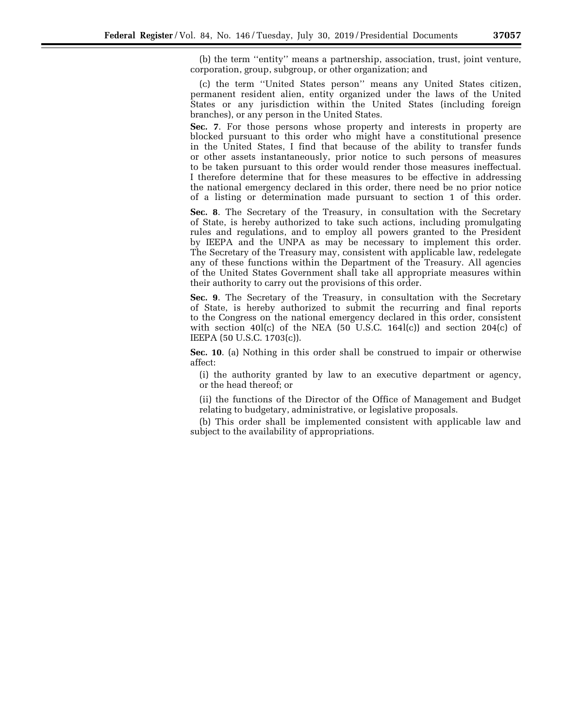(b) the term ''entity'' means a partnership, association, trust, joint venture, corporation, group, subgroup, or other organization; and

(c) the term ''United States person'' means any United States citizen, permanent resident alien, entity organized under the laws of the United States or any jurisdiction within the United States (including foreign branches), or any person in the United States.

**Sec. 7**. For those persons whose property and interests in property are blocked pursuant to this order who might have a constitutional presence in the United States, I find that because of the ability to transfer funds or other assets instantaneously, prior notice to such persons of measures to be taken pursuant to this order would render those measures ineffectual. I therefore determine that for these measures to be effective in addressing the national emergency declared in this order, there need be no prior notice of a listing or determination made pursuant to section 1 of this order.

**Sec. 8**. The Secretary of the Treasury, in consultation with the Secretary of State, is hereby authorized to take such actions, including promulgating rules and regulations, and to employ all powers granted to the President by IEEPA and the UNPA as may be necessary to implement this order. The Secretary of the Treasury may, consistent with applicable law, redelegate any of these functions within the Department of the Treasury. All agencies of the United States Government shall take all appropriate measures within their authority to carry out the provisions of this order.

**Sec. 9**. The Secretary of the Treasury, in consultation with the Secretary of State, is hereby authorized to submit the recurring and final reports to the Congress on the national emergency declared in this order, consistent with section 401(c) of the NEA (50 U.S.C. 1641(c)) and section 204(c) of IEEPA (50 U.S.C. 1703(c)).

**Sec. 10**. (a) Nothing in this order shall be construed to impair or otherwise affect:

(i) the authority granted by law to an executive department or agency, or the head thereof; or

(ii) the functions of the Director of the Office of Management and Budget relating to budgetary, administrative, or legislative proposals.

(b) This order shall be implemented consistent with applicable law and subject to the availability of appropriations.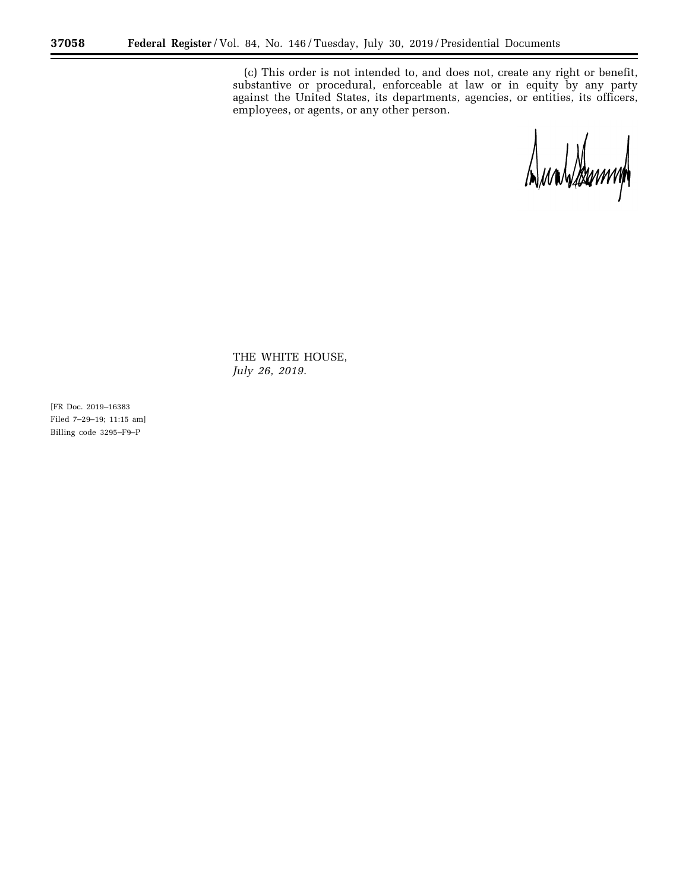(c) This order is not intended to, and does not, create any right or benefit, substantive or procedural, enforceable at law or in equity by any party against the United States, its departments, agencies, or entities, its officers, employees, or agents, or any other person.

THE WHITE HOUSE,
*July 26, 2019.*

[FR Doc. 2019–16383
Filed 7–29–19; 11:15 am]
Billing code 3295–F9–P